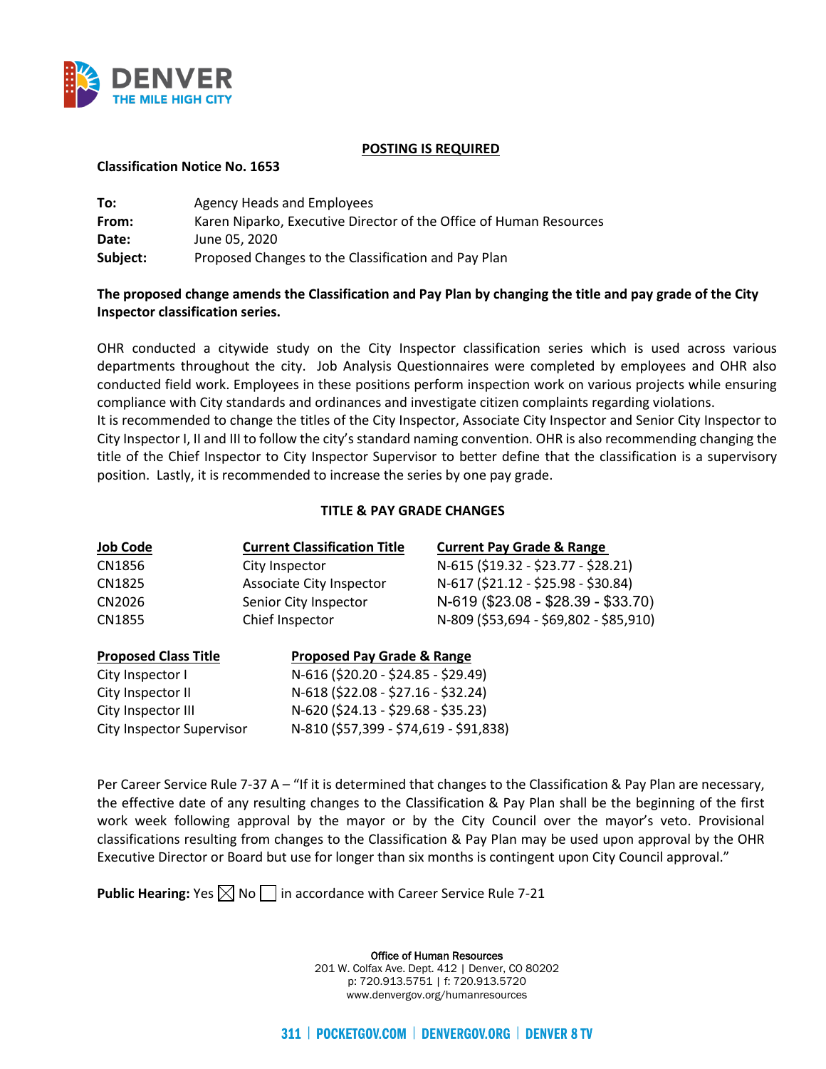**POSTING IS REQUIRED**

**Classification Notice No. 1653**

**To:** Agency Heads and Employees
**From:** Karen Niparko, Executive Director of the Office of Human Resources
**Date:** June 05, 2020
**Subject:** Proposed Changes to the Classification and Pay Plan

**The proposed change amends the Classification and Pay Plan by changing the title and pay grade of the City Inspector classification series.**

OHR conducted a citywide study on the City Inspector classification series which is used across various departments throughout the city. Job Analysis Questionnaires were completed by employees and OHR also conducted field work. Employees in these positions perform inspection work on various projects while ensuring compliance with City standards and ordinances and investigate citizen complaints regarding violations.
It is recommended to change the titles of the City Inspector, Associate City Inspector and Senior City Inspector to City Inspector I, II and III to follow the city's standard naming convention. OHR is also recommending changing the title of the Chief Inspector to City Inspector Supervisor to better define that the classification is a supervisory position. Lastly, it is recommended to increase the series by one pay grade.

**TITLE & PAY GRADE CHANGES**

| Job Code | Current Classification Title | Current Pay Grade & Range |
|---|---|---|
| CN1856 | City Inspector | N-615 ($19.32 - $23.77 - $28.21) |
| CN1825 | Associate City Inspector | N-617 ($21.12 - $25.98 - $30.84) |
| CN2026 | Senior City Inspector | N-619 ($23.08 - $28.39 - $33.70) |
| CN1855 | Chief Inspector | N-809 ($53,694 - $69,802 - $85,910) |

| Proposed Class Title | Proposed Pay Grade & Range |
|---|---|
| City Inspector I | N-616 ($20.20 - $24.85 - $29.49) |
| City Inspector II | N-618 ($22.08 - $27.16 - $32.24) |
| City Inspector III | N-620 ($24.13 - $29.68 - $35.23) |
| City Inspector Supervisor | N-810 ($57,399 - $74,619 - $91,838) |

Per Career Service Rule 7-37 A – "If it is determined that changes to the Classification & Pay Plan are necessary, the effective date of any resulting changes to the Classification & Pay Plan shall be the beginning of the first work week following approval by the mayor or by the City Council over the mayor's veto. Provisional classifications resulting from changes to the Classification & Pay Plan may be used upon approval by the OHR Executive Director or Board but use for longer than six months is contingent upon City Council approval."

**Public Hearing:** Yes ☒ No ☐ in accordance with Career Service Rule 7-21

Office of Human Resources
201 W. Colfax Ave. Dept. 412 | Denver, CO 80202
p: 720.913.5751 | f: 720.913.5720
www.denvergov.org/humanresources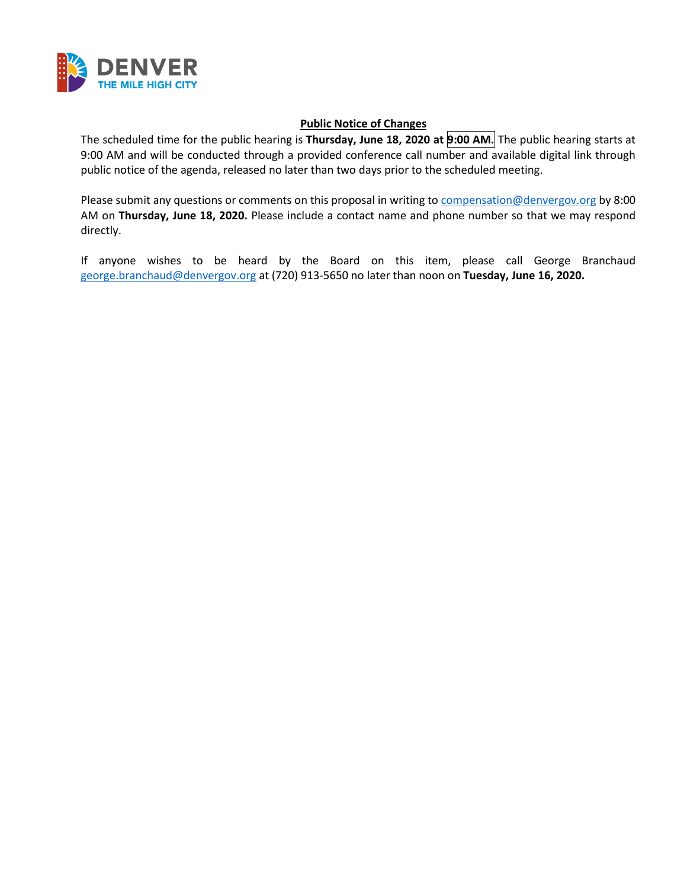**Public Notice of Changes**

The scheduled time for the public hearing is **Thursday, June 18, 2020 at 9:00 AM.** The public hearing starts at 9:00 AM and will be conducted through a provided conference call number and available digital link through public notice of the agenda, released no later than two days prior to the scheduled meeting.

Please submit any questions or comments on this proposal in writing to compensation@denvergov.org by 8:00 AM on **Thursday, June 18, 2020.** Please include a contact name and phone number so that we may respond directly.

If anyone wishes to be heard by the Board on this item, please call George Branchaud george.branchaud@denvergov.org at (720) 913-5650 no later than noon on **Tuesday, June 16, 2020.**